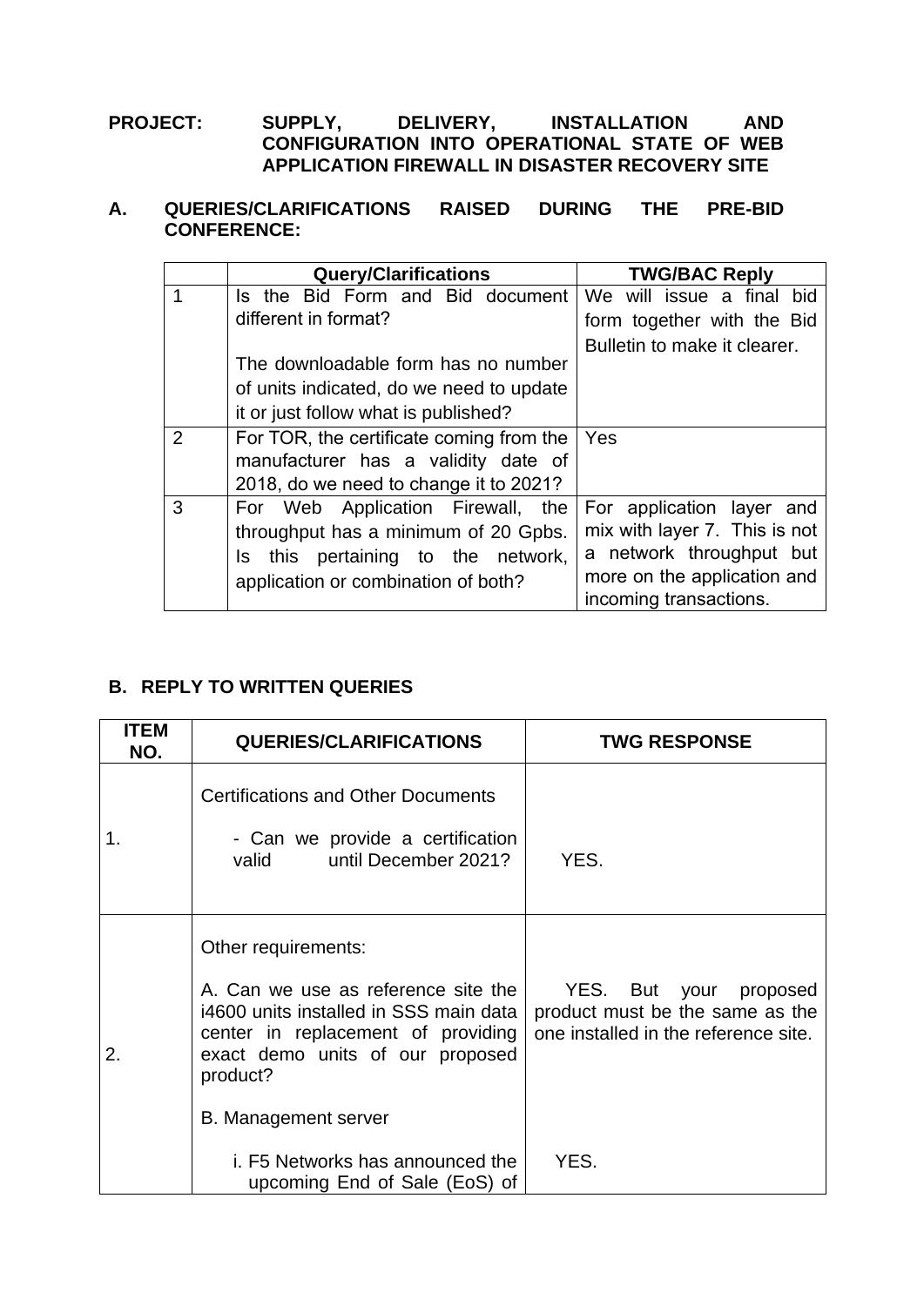**PROJECT: SUPPLY, DELIVERY, INSTALLATION AND CONFIGURATION INTO OPERATIONAL STATE OF WEB APPLICATION FIREWALL IN DISASTER RECOVERY SITE**

## A. QUERIES/CLARIFICATIONS RAISED DURING THE PRE-BID CONFERENCE:

| | Query/Clarifications | TWG/BAC Reply |
|---|---|---|
| 1 | Is the Bid Form and Bid document different in format?<br><br>The downloadable form has no number of units indicated, do we need to update it or just follow what is published? | We will issue a final bid form together with the Bid Bulletin to make it clearer. |
| 2 | For TOR, the certificate coming from the manufacturer has a validity date of 2018, do we need to change it to 2021? | Yes |
| 3 | For Web Application Firewall, the throughput has a minimum of 20 Gpbs. Is this pertaining to the network, application or combination of both? | For application layer and mix with layer 7. This is not a network throughput but more on the application and incoming transactions. |

## B. REPLY TO WRITTEN QUERIES

| ITEM NO. | QUERIES/CLARIFICATIONS | TWG RESPONSE |
|---|---|---|
| 1. | Certifications and Other Documents<br><br>- Can we provide a certification valid until December 2021? | YES. |
| 2. | Other requirements:<br><br>A. Can we use as reference site the i4600 units installed in SSS main data center in replacement of providing exact demo units of our proposed product?<br><br>B. Management server<br><br>i. F5 Networks has announced the upcoming End of Sale (EoS) of | YES. But your proposed product must be the same as the one installed in the reference site.<br><br>YES. |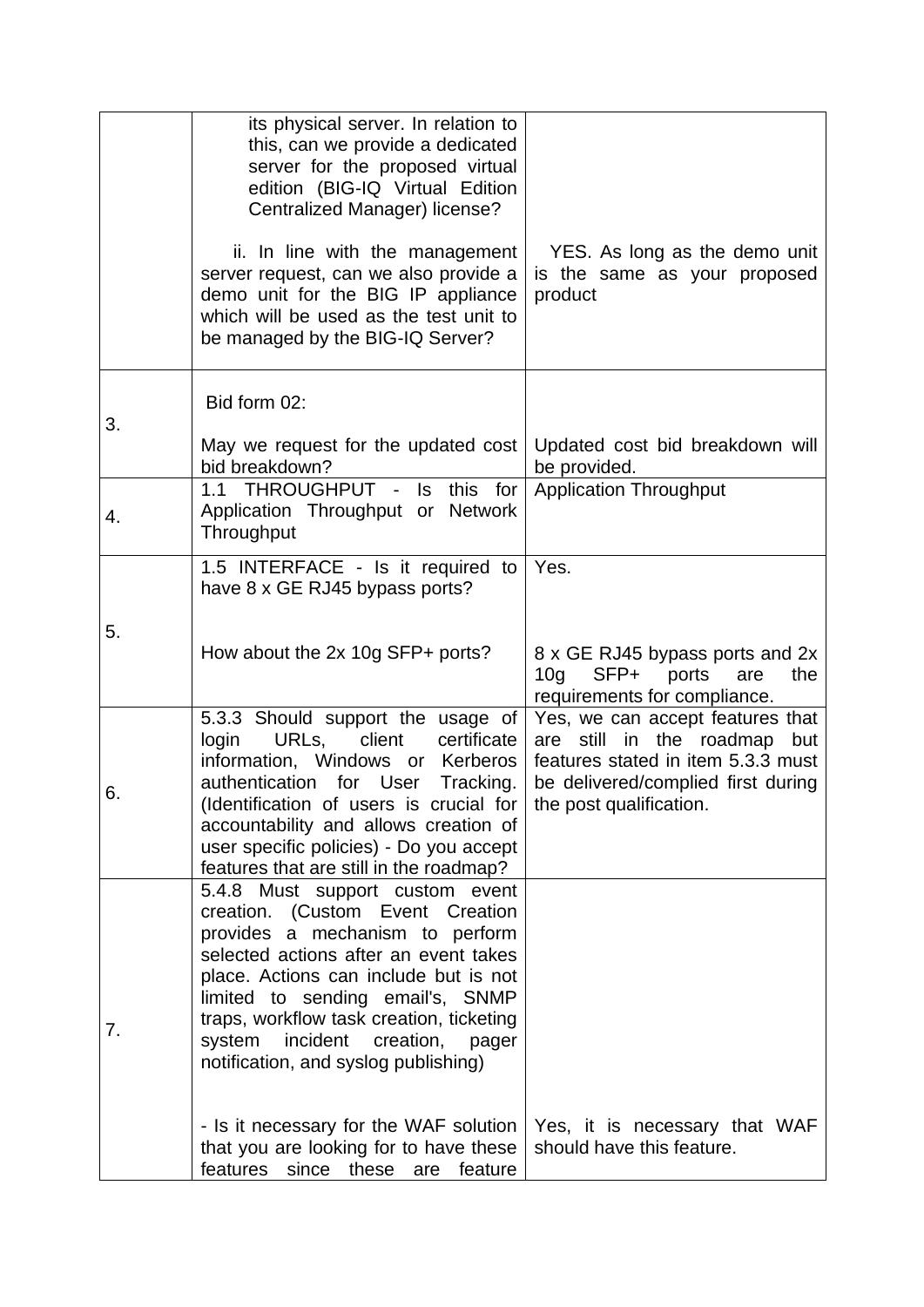| | | |
|---|---|---|
| | its physical server. In relation to this, can we provide a dedicated server for the proposed virtual edition (BIG-IQ Virtual Edition Centralized Manager) license?<br><br>ii. In line with the management server request, can we also provide a demo unit for the BIG IP appliance which will be used as the test unit to be managed by the BIG-IQ Server? | YES. As long as the demo unit is the same as your proposed product |
| 3. | Bid form 02:<br><br>May we request for the updated cost bid breakdown? | Updated cost bid breakdown will be provided. |
| 4. | 1.1 THROUGHPUT - Is this for Application Throughput or Network Throughput | Application Throughput |
| 5. | 1.5 INTERFACE - Is it required to have 8 x GE RJ45 bypass ports?<br><br>How about the 2x 10g SFP+ ports? | Yes.<br><br>8 x GE RJ45 bypass ports and 2x 10g SFP+ ports are the requirements for compliance. |
| 6. | 5.3.3 Should support the usage of login URLs, client certificate information, Windows or Kerberos authentication for User Tracking. (Identification of users is crucial for accountability and allows creation of user specific policies) - Do you accept features that are still in the roadmap? | Yes, we can accept features that are still in the roadmap but features stated in item 5.3.3 must be delivered/complied first during the post qualification. |
| 7. | 5.4.8 Must support custom event creation. (Custom Event Creation provides a mechanism to perform selected actions after an event takes place. Actions can include but is not limited to sending email's, SNMP traps, workflow task creation, ticketing system incident creation, pager notification, and syslog publishing)<br><br>- Is it necessary for the WAF solution that you are looking for to have these features since these are feature | Yes, it is necessary that WAF should have this feature. |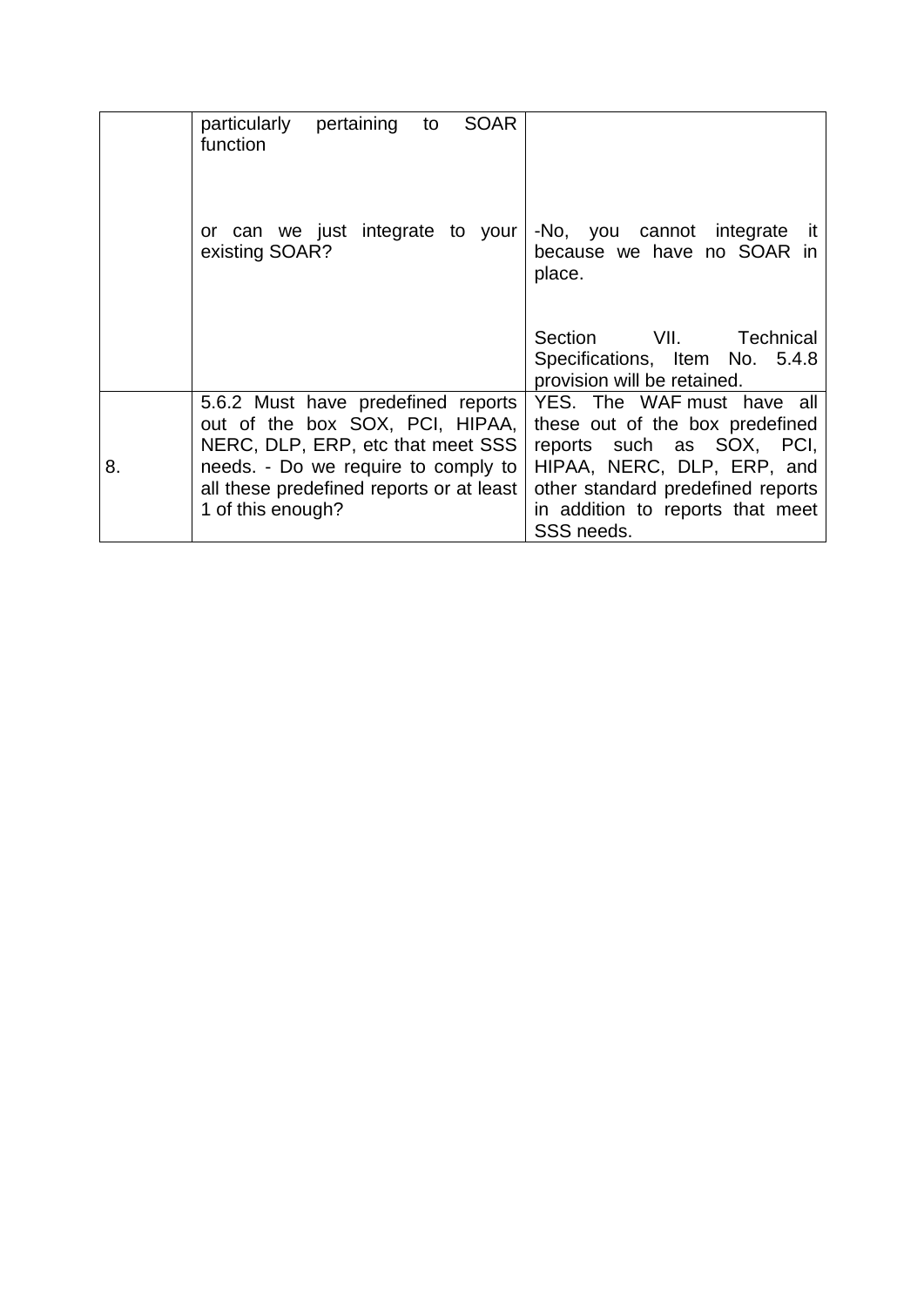| | | |
|---|---|---|
| | particularly pertaining to SOAR function<br><br>or can we just integrate to your existing SOAR? | -No, you cannot integrate it because we have no SOAR in place.<br><br>Section VII. Technical Specifications, Item No. 5.4.8 provision will be retained. |
| 8. | 5.6.2 Must have predefined reports out of the box SOX, PCI, HIPAA, NERC, DLP, ERP, etc that meet SSS needs. - Do we require to comply to all these predefined reports or at least 1 of this enough? | YES. The WAF must have all these out of the box predefined reports such as SOX, PCI, HIPAA, NERC, DLP, ERP, and other standard predefined reports in addition to reports that meet SSS needs. |